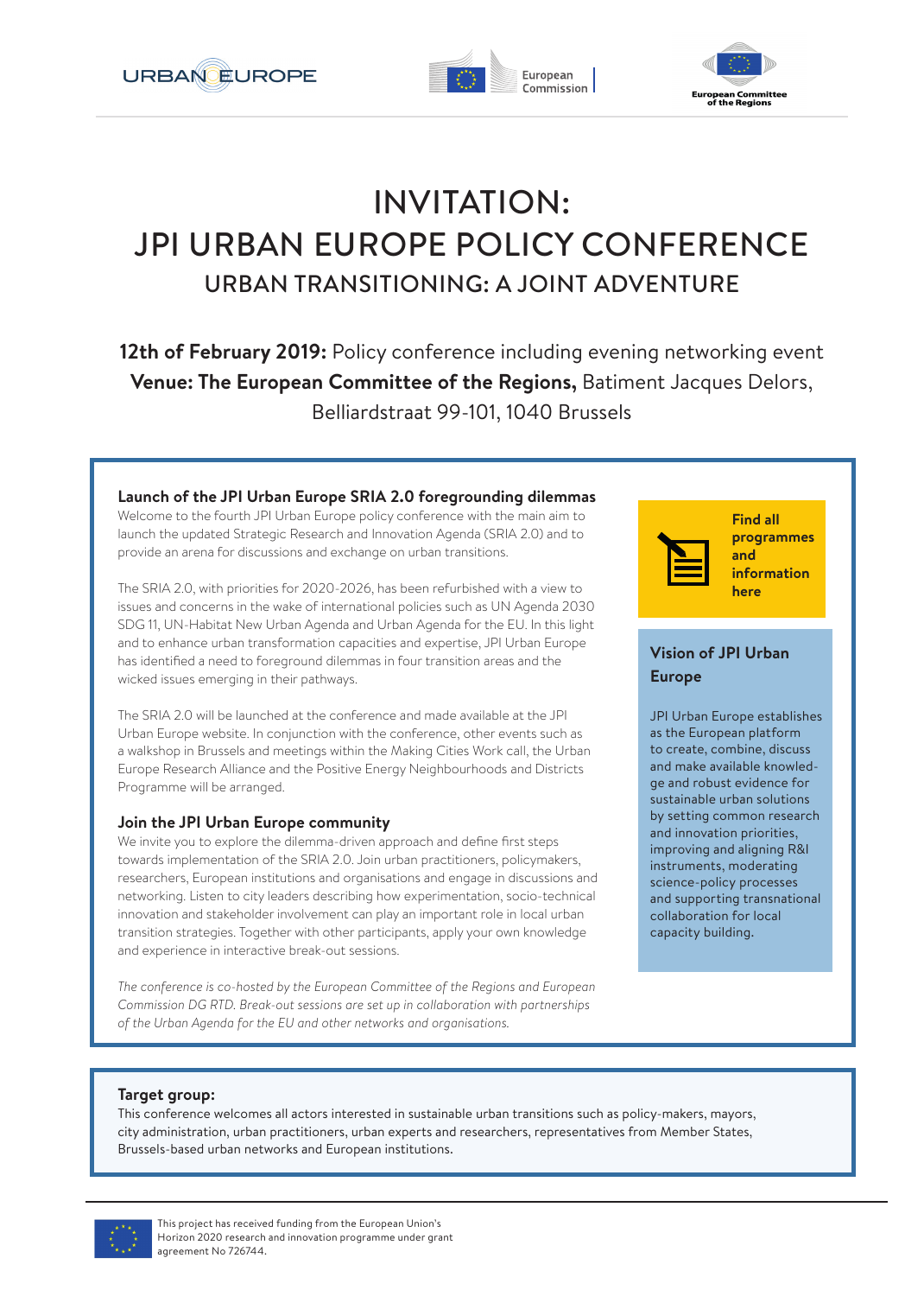# INVITATION: JPI URBAN EUROPE POLICY CONFERENCE

## URBAN TRANSITIONING: A JOINT ADVENTURE

**12th of February 2019:** Policy conference including evening networking event
**Venue: The European Committee of the Regions,** Batiment Jacques Delors, Belliardstraat 99-101, 1040 Brussels

### Launch of the JPI Urban Europe SRIA 2.0 foregrounding dilemmas

Welcome to the fourth JPI Urban Europe policy conference with the main aim to launch the updated Strategic Research and Innovation Agenda (SRIA 2.0) and to provide an arena for discussions and exchange on urban transitions.

The SRIA 2.0, with priorities for 2020-2026, has been refurbished with a view to issues and concerns in the wake of international policies such as UN Agenda 2030 SDG 11, UN-Habitat New Urban Agenda and Urban Agenda for the EU. In this light and to enhance urban transformation capacities and expertise, JPI Urban Europe has identified a need to foreground dilemmas in four transition areas and the wicked issues emerging in their pathways.

The SRIA 2.0 will be launched at the conference and made available at the JPI Urban Europe website. In conjunction with the conference, other events such as a walkshop in Brussels and meetings within the Making Cities Work call, the Urban Europe Research Alliance and the Positive Energy Neighbourhoods and Districts Programme will be arranged.

### Join the JPI Urban Europe community

We invite you to explore the dilemma-driven approach and define first steps towards implementation of the SRIA 2.0. Join urban practitioners, policymakers, researchers, European institutions and organisations and engage in discussions and networking. Listen to city leaders describing how experimentation, socio-technical innovation and stakeholder involvement can play an important role in local urban transition strategies. Together with other participants, apply your own knowledge and experience in interactive break-out sessions.

*The conference is co-hosted by the European Committee of the Regions and European Commission DG RTD. Break-out sessions are set up in collaboration with partnerships of the Urban Agenda for the EU and other networks and organisations.*

**Find all programmes and information here**

### Vision of JPI Urban Europe

JPI Urban Europe establishes as the European platform to create, combine, discuss and make available knowledge and robust evidence for sustainable urban solutions by setting common research and innovation priorities, improving and aligning R&I instruments, moderating science-policy processes and supporting transnational collaboration for local capacity building.

### Target group:

This conference welcomes all actors interested in sustainable urban transitions such as policy-makers, mayors, city administration, urban practitioners, urban experts and researchers, representatives from Member States, Brussels-based urban networks and European institutions.

This project has received funding from the European Union's Horizon 2020 research and innovation programme under grant agreement No 726744.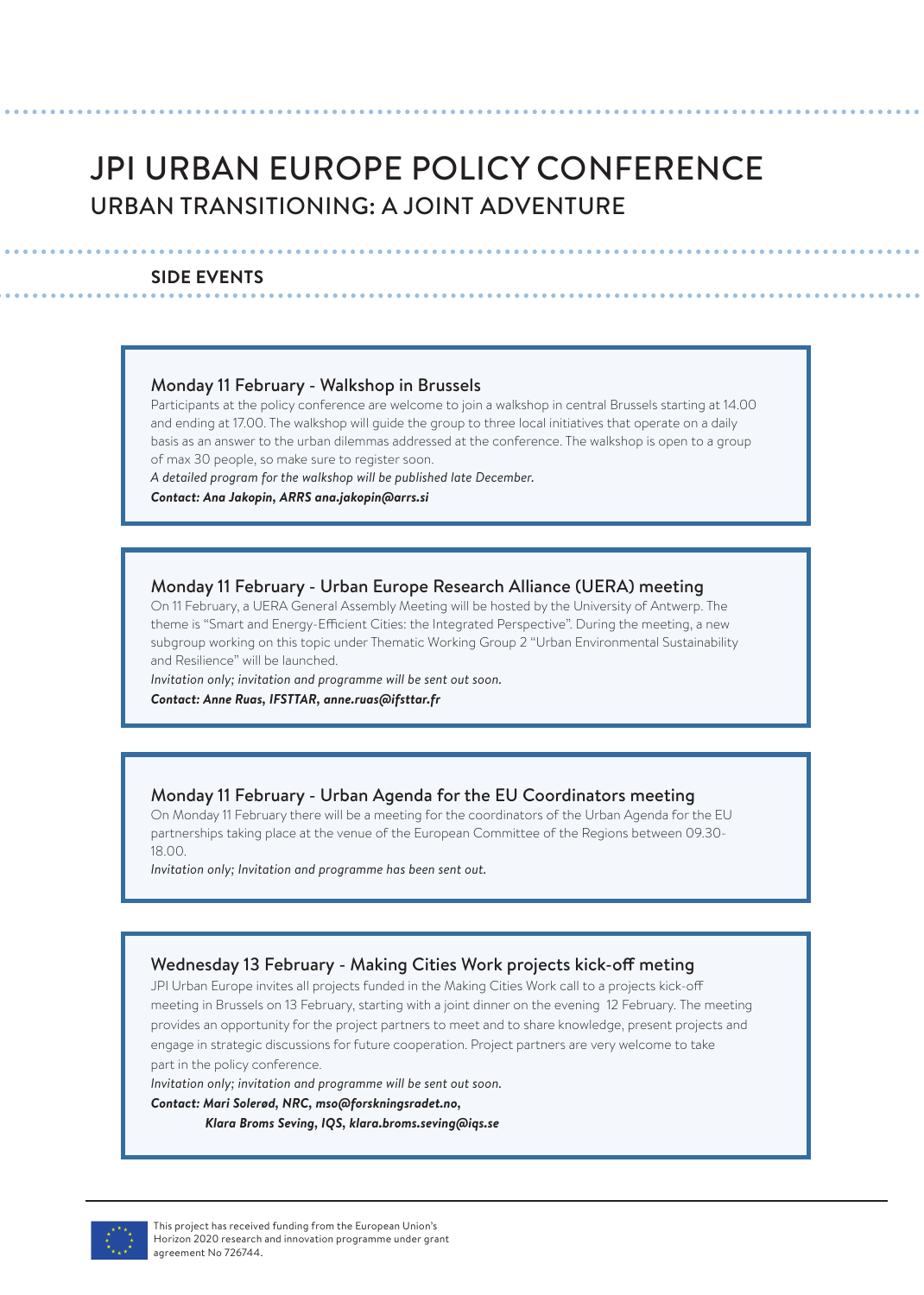# JPI URBAN EUROPE POLICY CONFERENCE

## URBAN TRANSITIONING: A JOINT ADVENTURE

### SIDE EVENTS

#### Monday 11 February - Walkshop in Brussels

Participants at the policy conference are welcome to join a walkshop in central Brussels starting at 14.00 and ending at 17.00. The walkshop will guide the group to three local initiatives that operate on a daily basis as an answer to the urban dilemmas addressed at the conference. The walkshop is open to a group of max 30 people, so make sure to register soon.

*A detailed program for the walkshop will be published late December.*

***Contact: Ana Jakopin, ARRS ana.jakopin@arrs.si***

#### Monday 11 February - Urban Europe Research Alliance (UERA) meeting

On 11 February, a UERA General Assembly Meeting will be hosted by the University of Antwerp. The theme is "Smart and Energy-Efficient Cities: the Integrated Perspective". During the meeting, a new subgroup working on this topic under Thematic Working Group 2 "Urban Environmental Sustainability and Resilience" will be launched.

*Invitation only; invitation and programme will be sent out soon.*

***Contact: Anne Ruas, IFSTTAR, anne.ruas@ifsttar.fr***

#### Monday 11 February - Urban Agenda for the EU Coordinators meeting

On Monday 11 February there will be a meeting for the coordinators of the Urban Agenda for the EU partnerships taking place at the venue of the European Committee of the Regions between 09.30-18.00.

*Invitation only; Invitation and programme has been sent out.*

#### Wednesday 13 February - Making Cities Work projects kick-off meting

JPI Urban Europe invites all projects funded in the Making Cities Work call to a projects kick-off meeting in Brussels on 13 February, starting with a joint dinner on the evening 12 February. The meeting provides an opportunity for the project partners to meet and to share knowledge, present projects and engage in strategic discussions for future cooperation. Project partners are very welcome to take part in the policy conference.

*Invitation only; invitation and programme will be sent out soon.*

***Contact: Mari Solerød, NRC, mso@forskningsradet.no,***
***Klara Broms Seving, IQS, klara.broms.seving@iqs.se***

This project has received funding from the European Union's Horizon 2020 research and innovation programme under grant agreement No 726744.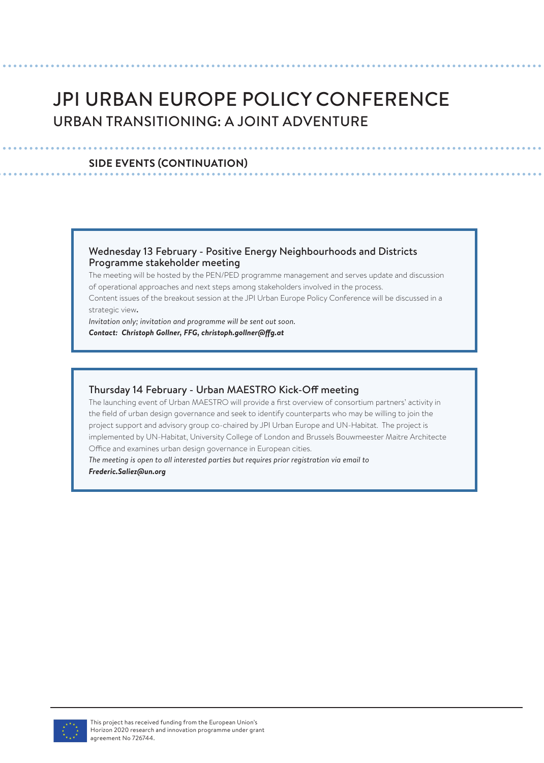# JPI URBAN EUROPE POLICY CONFERENCE

## URBAN TRANSITIONING: A JOINT ADVENTURE

### SIDE EVENTS (CONTINUATION)

#### Wednesday 13 February - Positive Energy Neighbourhoods and Districts Programme stakeholder meeting

The meeting will be hosted by the PEN/PED programme management and serves update and discussion of operational approaches and next steps among stakeholders involved in the process.
Content issues of the breakout session at the JPI Urban Europe Policy Conference will be discussed in a strategic view.

*Invitation only; invitation and programme will be sent out soon.*
***Contact: Christoph Gollner, FFG, christoph.gollner@ffg.at***

#### Thursday 14 February - Urban MAESTRO Kick-Off meeting

The launching event of Urban MAESTRO will provide a first overview of consortium partners' activity in the field of urban design governance and seek to identify counterparts who may be willing to join the project support and advisory group co-chaired by JPI Urban Europe and UN-Habitat. The project is implemented by UN-Habitat, University College of London and Brussels Bouwmeester Maitre Architecte Office and examines urban design governance in European cities.

*The meeting is open to all interested parties but requires prior registration via email to* ***Frederic.Saliez@un.org***

This project has received funding from the European Union's Horizon 2020 research and innovation programme under grant agreement No 726744.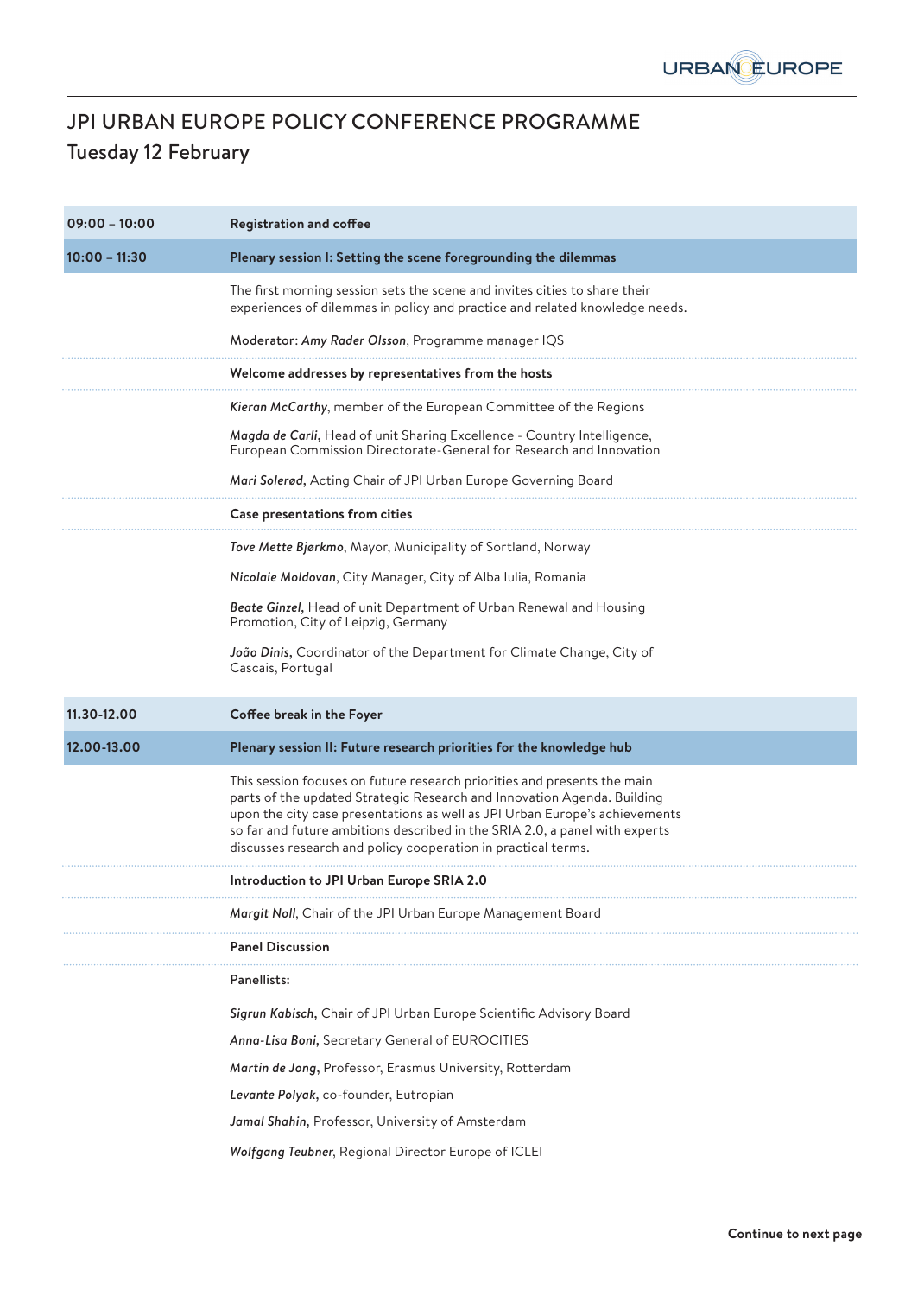# JPI URBAN EUROPE POLICY CONFERENCE PROGRAMME

## Tuesday 12 February

| | |
|---|---|
| **09:00 – 10:00** | **Registration and coffee** |
| **10:00 – 11:30** | **Plenary session I: Setting the scene foregrounding the dilemmas** |
| | The first morning session sets the scene and invites cities to share their experiences of dilemmas in policy and practice and related knowledge needs.<br><br>Moderator: *Amy Rader Olsson*, Programme manager IQS |
| | **Welcome addresses by representatives from the hosts** |
| | ***Kieran McCarthy***, member of the European Committee of the Regions<br><br>***Magda de Carli***, Head of unit Sharing Excellence - Country Intelligence, European Commission Directorate-General for Research and Innovation<br><br>***Mari Solerød***, Acting Chair of JPI Urban Europe Governing Board |
| | **Case presentations from cities** |
| | ***Tove Mette Bjørkmo***, Mayor, Municipality of Sortland, Norway<br><br>***Nicolaie Moldovan***, City Manager, City of Alba Iulia, Romania<br><br>***Beate Ginzel***, Head of unit Department of Urban Renewal and Housing Promotion, City of Leipzig, Germany<br><br>***João Dinis***, Coordinator of the Department for Climate Change, City of Cascais, Portugal |
| **11.30-12.00** | **Coffee break in the Foyer** |
| **12.00-13.00** | **Plenary session II: Future research priorities for the knowledge hub** |
| | This session focuses on future research priorities and presents the main parts of the updated Strategic Research and Innovation Agenda. Building upon the city case presentations as well as JPI Urban Europe's achievements so far and future ambitions described in the SRIA 2.0, a panel with experts discusses research and policy cooperation in practical terms. |
| | **Introduction to JPI Urban Europe SRIA 2.0** |
| | ***Margit Noll***, Chair of the JPI Urban Europe Management Board |
| | **Panel Discussion** |
| | Panellists:<br><br>***Sigrun Kabisch***, Chair of JPI Urban Europe Scientific Advisory Board<br><br>***Anna-Lisa Boni***, Secretary General of EUROCITIES<br><br>***Martin de Jong***, Professor, Erasmus University, Rotterdam<br><br>***Levante Polyak***, co-founder, Eutropian<br><br>***Jamal Shahin***, Professor, University of Amsterdam<br><br>***Wolfgang Teubner***, Regional Director Europe of ICLEI |

**Continue to next page**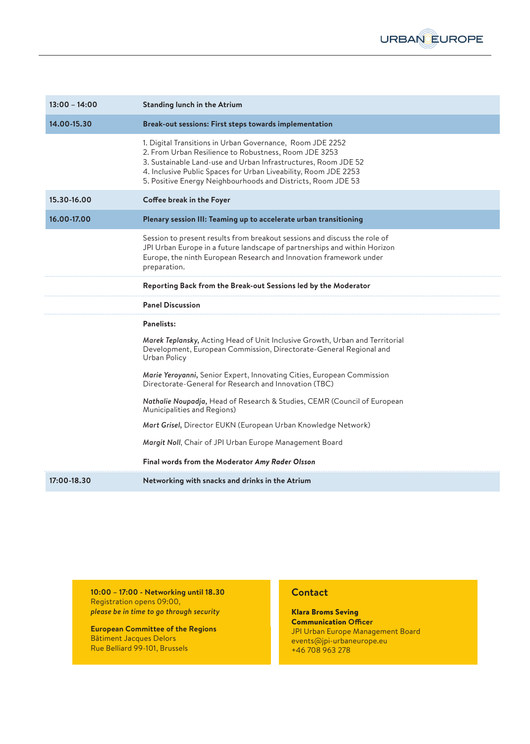| | |
|---|---|
| **13:00 – 14:00** | **Standing lunch in the Atrium** |
| **14.00-15.30** | **Break-out sessions: First steps towards implementation** |
| | 1. Digital Transitions in Urban Governance, Room JDE 2252<br>2. From Urban Resilience to Robustness, Room JDE 3253<br>3. Sustainable Land-use and Urban Infrastructures, Room JDE 52<br>4. Inclusive Public Spaces for Urban Liveability, Room JDE 2253<br>5. Positive Energy Neighbourhoods and Districts, Room JDE 53 |
| **15.30-16.00** | **Coffee break in the Foyer** |
| **16.00-17.00** | **Plenary session III: Teaming up to accelerate urban transitioning** |
| | Session to present results from breakout sessions and discuss the role of JPI Urban Europe in a future landscape of partnerships and within Horizon Europe, the ninth European Research and Innovation framework under preparation. |
| | **Reporting Back from the Break-out Sessions led by the Moderator** |
| | **Panel Discussion** |
| | **Panelists:**<br><br>***Marek Teplansky***, Acting Head of Unit Inclusive Growth, Urban and Territorial Development, European Commission, Directorate-General Regional and Urban Policy<br><br>***Marie Yeroyanni***, Senior Expert, Innovating Cities, European Commission Directorate-General for Research and Innovation (TBC)<br><br>***Nathalie Noupadja***, Head of Research & Studies, CEMR (Council of European Municipalities and Regions)<br><br>***Mart Grisel***, Director EUKN (European Urban Knowledge Network)<br><br>***Margit Noll***, Chair of JPI Urban Europe Management Board<br><br>**Final words from the Moderator *Amy Rader Olsson*** |
| **17:00-18.30** | **Networking with snacks and drinks in the Atrium** |

**10:00 – 17:00 - Networking until 18.30**
Registration opens 09:00,
***please be in time to go through security***

**European Committee of the Regions**
Bâtiment Jacques Delors
Rue Belliard 99-101, Brussels

## Contact

**Klara Broms Seving**
**Communication Officer**
JPI Urban Europe Management Board
events@jpi-urbaneurope.eu
+46 708 963 278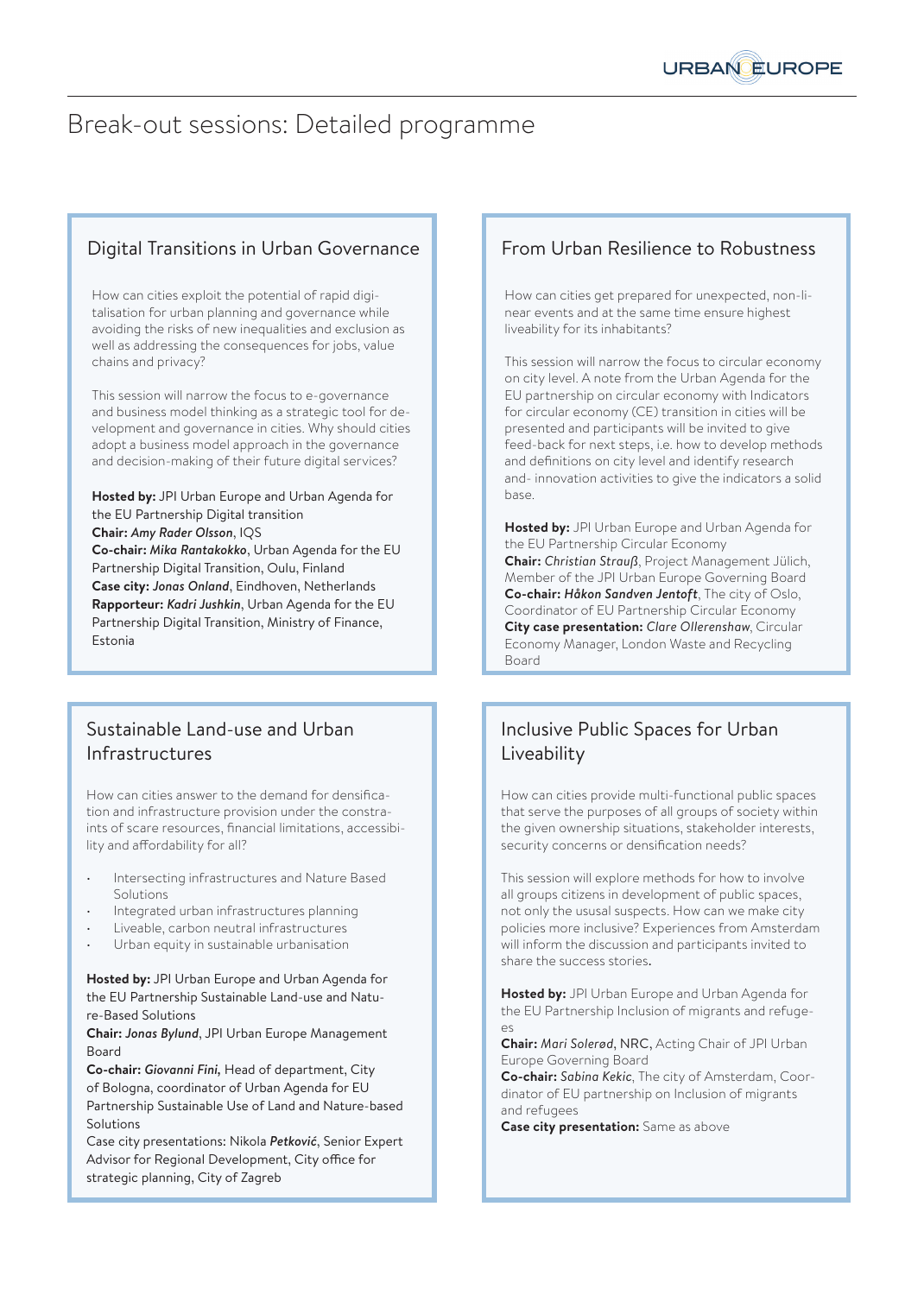# Break-out sessions: Detailed programme

## Digital Transitions in Urban Governance

How can cities exploit the potential of rapid digitalisation for urban planning and governance while avoiding the risks of new inequalities and exclusion as well as addressing the consequences for jobs, value chains and privacy?

This session will narrow the focus to e-governance and business model thinking as a strategic tool for development and governance in cities. Why should cities adopt a business model approach in the governance and decision-making of their future digital services?

**Hosted by:** JPI Urban Europe and Urban Agenda for the EU Partnership Digital transition
**Chair:** ***Amy Rader Olsson***, IQS
**Co-chair:** ***Mika Rantakokko***, Urban Agenda for the EU Partnership Digital Transition, Oulu, Finland
**Case city:** ***Jonas Onland***, Eindhoven, Netherlands
**Rapporteur:** ***Kadri Jushkin***, Urban Agenda for the EU Partnership Digital Transition, Ministry of Finance, Estonia

## From Urban Resilience to Robustness

How can cities get prepared for unexpected, non-linear events and at the same time ensure highest liveability for its inhabitants?

This session will narrow the focus to circular economy on city level. A note from the Urban Agenda for the EU partnership on circular economy with Indicators for circular economy (CE) transition in cities will be presented and participants will be invited to give feed-back for next steps, i.e. how to develop methods and definitions on city level and identify research and- innovation activities to give the indicators a solid base.

**Hosted by:** JPI Urban Europe and Urban Agenda for the EU Partnership Circular Economy
**Chair:** *Christian Strauß*, Project Management Jülich, Member of the JPI Urban Europe Governing Board
**Co-chair:** ***Håkon Sandven Jentoft***, The city of Oslo, Coordinator of EU Partnership Circular Economy
**City case presentation:** *Clare Ollerenshaw*, Circular Economy Manager, London Waste and Recycling Board

## Sustainable Land-use and Urban Infrastructures

How can cities answer to the demand for densification and infrastructure provision under the constraints of scare resources, financial limitations, accessibility and affordability for all?

- Intersecting infrastructures and Nature Based Solutions
- Integrated urban infrastructures planning
- Liveable, carbon neutral infrastructures
- Urban equity in sustainable urbanisation

**Hosted by:** JPI Urban Europe and Urban Agenda for the EU Partnership Sustainable Land-use and Nature-Based Solutions
**Chair:** ***Jonas Bylund***, JPI Urban Europe Management Board
**Co-chair:** ***Giovanni Fini,*** Head of department, City of Bologna, coordinator of Urban Agenda for EU Partnership Sustainable Use of Land and Nature-based Solutions
Case city presentations: Nikola ***Petković***, Senior Expert Advisor for Regional Development, City office for strategic planning, City of Zagreb

## Inclusive Public Spaces for Urban Liveability

How can cities provide multi-functional public spaces that serve the purposes of all groups of society within the given ownership situations, stakeholder interests, security concerns or densification needs?

This session will explore methods for how to involve all groups citizens in development of public spaces, not only the ususal suspects. How can we make city policies more inclusive? Experiences from Amsterdam will inform the discussion and participants invited to share the success stories.

**Hosted by:** JPI Urban Europe and Urban Agenda for the EU Partnership Inclusion of migrants and refugees
**Chair:** *Mari Solerød*, NRC, Acting Chair of JPI Urban Europe Governing Board
**Co-chair:** *Sabina Kekic*, The city of Amsterdam, Coordinator of EU partnership on Inclusion of migrants and refugees
**Case city presentation:** Same as above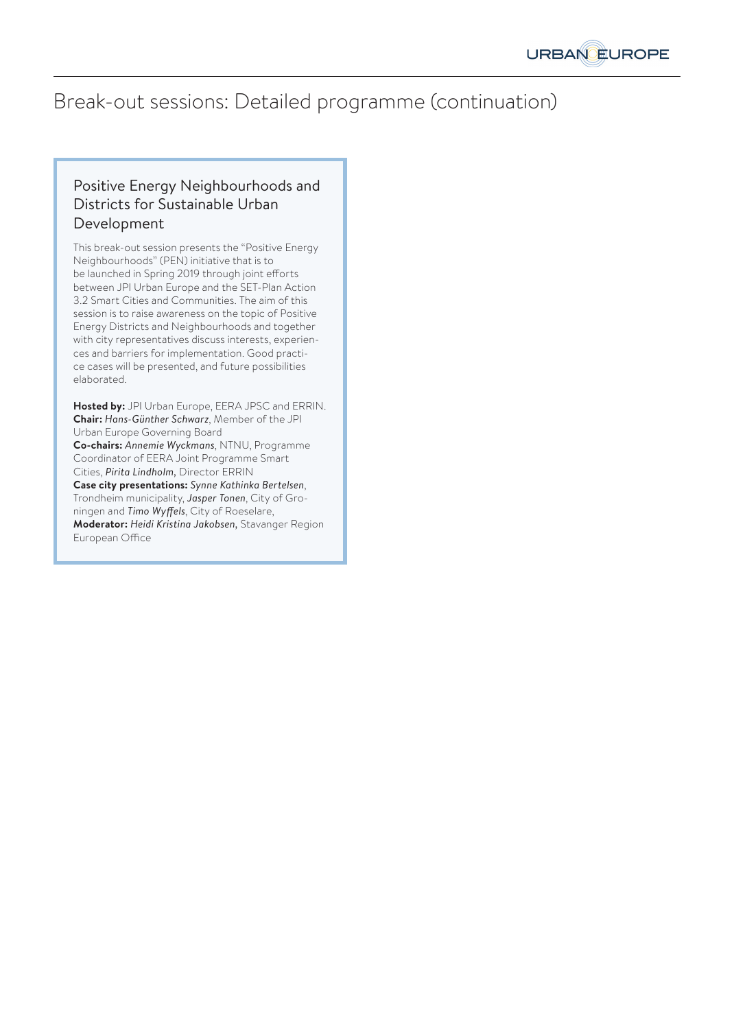# Break-out sessions: Detailed programme (continuation)

## Positive Energy Neighbourhoods and Districts for Sustainable Urban Development

This break-out session presents the "Positive Energy Neighbourhoods" (PEN) initiative that is to be launched in Spring 2019 through joint efforts between JPI Urban Europe and the SET-Plan Action 3.2 Smart Cities and Communities. The aim of this session is to raise awareness on the topic of Positive Energy Districts and Neighbourhoods and together with city representatives discuss interests, experiences and barriers for implementation. Good practice cases will be presented, and future possibilities elaborated.

**Hosted by:** JPI Urban Europe, EERA JPSC and ERRIN.
**Chair:** *Hans-Günther Schwarz*, Member of the JPI Urban Europe Governing Board
**Co-chairs:** *Annemie Wyckmans*, NTNU, Programme Coordinator of EERA Joint Programme Smart Cities, *Pirita Lindholm*, Director ERRIN
**Case city presentations:** *Synne Kathinka Bertelsen*, Trondheim municipality, *Jasper Tonen*, City of Groningen and *Timo Wyffels*, City of Roeselare,
**Moderator:** *Heidi Kristina Jakobsen*, Stavanger Region European Office